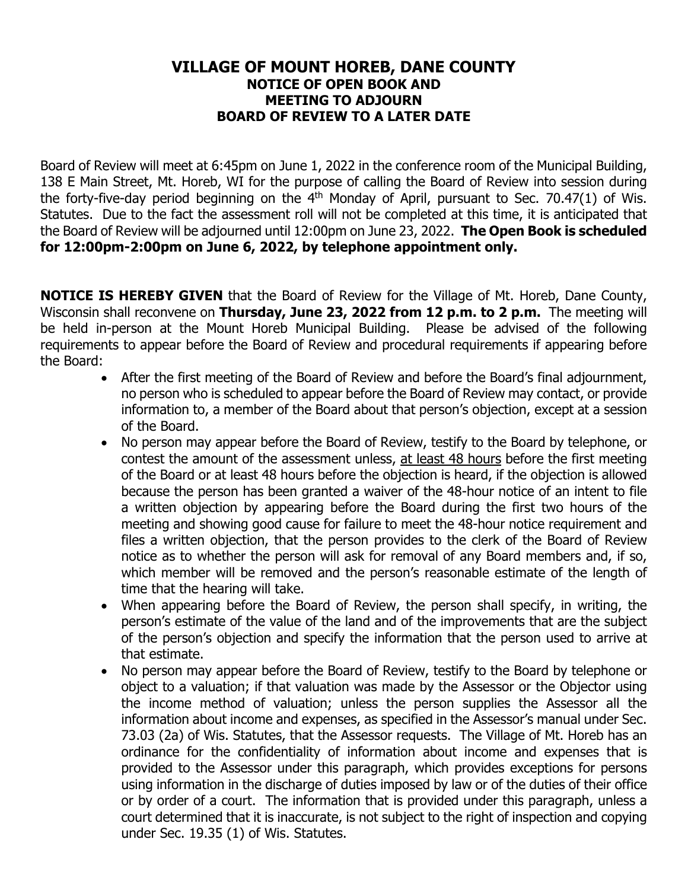# VILLAGE OF MOUNT HOREB, DANE COUNTY

## NOTICE OF OPEN BOOK AND MEETING TO ADJOURN BOARD OF REVIEW TO A LATER DATE

Board of Review will meet at 6:45pm on June 1, 2022 in the conference room of the Municipal Building, 138 E Main Street, Mt. Horeb, WI for the purpose of calling the Board of Review into session during the forty-five-day period beginning on the 4th Monday of April, pursuant to Sec. 70.47(1) of Wis. Statutes. Due to the fact the assessment roll will not be completed at this time, it is anticipated that the Board of Review will be adjourned until 12:00pm on June 23, 2022. **The Open Book is scheduled for 12:00pm-2:00pm on June 6, 2022, by telephone appointment only.**

**NOTICE IS HEREBY GIVEN** that the Board of Review for the Village of Mt. Horeb, Dane County, Wisconsin shall reconvene on **Thursday, June 23, 2022 from 12 p.m. to 2 p.m.** The meeting will be held in-person at the Mount Horeb Municipal Building. Please be advised of the following requirements to appear before the Board of Review and procedural requirements if appearing before the Board:

- After the first meeting of the Board of Review and before the Board's final adjournment, no person who is scheduled to appear before the Board of Review may contact, or provide information to, a member of the Board about that person's objection, except at a session of the Board.
- No person may appear before the Board of Review, testify to the Board by telephone, or contest the amount of the assessment unless, at least 48 hours before the first meeting of the Board or at least 48 hours before the objection is heard, if the objection is allowed because the person has been granted a waiver of the 48-hour notice of an intent to file a written objection by appearing before the Board during the first two hours of the meeting and showing good cause for failure to meet the 48-hour notice requirement and files a written objection, that the person provides to the clerk of the Board of Review notice as to whether the person will ask for removal of any Board members and, if so, which member will be removed and the person's reasonable estimate of the length of time that the hearing will take.
- When appearing before the Board of Review, the person shall specify, in writing, the person's estimate of the value of the land and of the improvements that are the subject of the person's objection and specify the information that the person used to arrive at that estimate.
- No person may appear before the Board of Review, testify to the Board by telephone or object to a valuation; if that valuation was made by the Assessor or the Objector using the income method of valuation; unless the person supplies the Assessor all the information about income and expenses, as specified in the Assessor's manual under Sec. 73.03 (2a) of Wis. Statutes, that the Assessor requests. The Village of Mt. Horeb has an ordinance for the confidentiality of information about income and expenses that is provided to the Assessor under this paragraph, which provides exceptions for persons using information in the discharge of duties imposed by law or of the duties of their office or by order of a court. The information that is provided under this paragraph, unless a court determined that it is inaccurate, is not subject to the right of inspection and copying under Sec. 19.35 (1) of Wis. Statutes.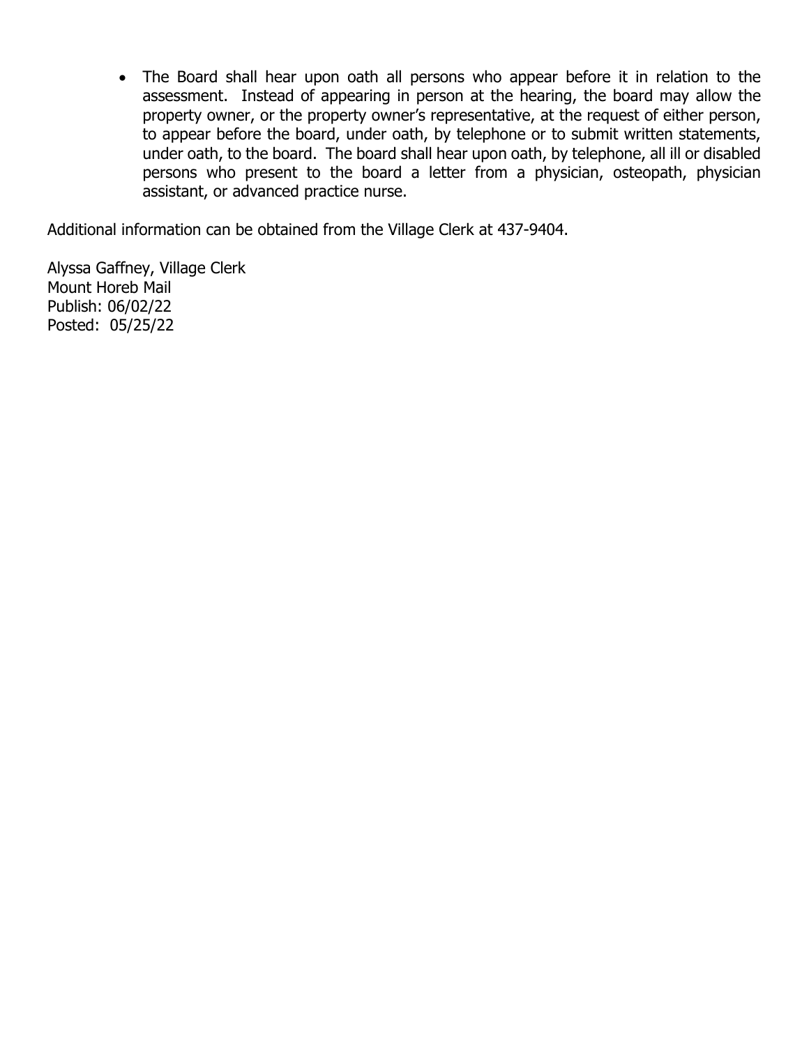- The Board shall hear upon oath all persons who appear before it in relation to the assessment. Instead of appearing in person at the hearing, the board may allow the property owner, or the property owner's representative, at the request of either person, to appear before the board, under oath, by telephone or to submit written statements, under oath, to the board. The board shall hear upon oath, by telephone, all ill or disabled persons who present to the board a letter from a physician, osteopath, physician assistant, or advanced practice nurse.

Additional information can be obtained from the Village Clerk at 437-9404.

Alyssa Gaffney, Village Clerk
Mount Horeb Mail
Publish: 06/02/22
Posted: 05/25/22